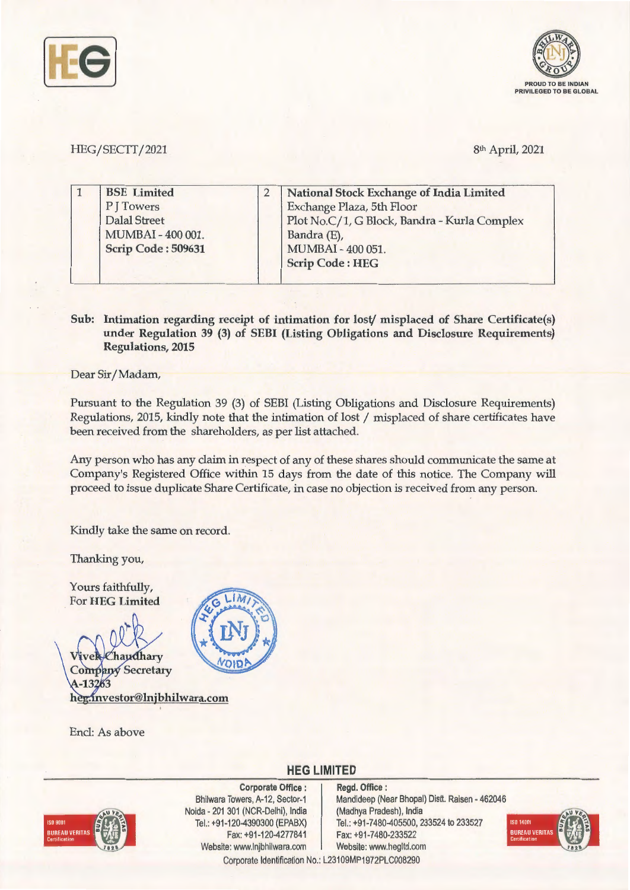HEG/SECTT/2021

8th April, 2021

| 1 | BSE Limited<br>P J Towers<br>Dalal Street<br>MUMBAI - 400 001.<br>**Scrip Code : 509631** | 2 | **National Stock Exchange of India Limited**<br>Exchange Plaza, 5th Floor<br>Plot No.C/1, G Block, Bandra - Kurla Complex<br>Bandra (E),<br>MUMBAI - 400 051.<br>**Scrip Code : HEG** |
|---|---|---|---|

**Sub: Intimation regarding receipt of intimation for lost/ misplaced of Share Certificate(s) under Regulation 39 (3) of SEBI (Listing Obligations and Disclosure Requirements) Regulations, 2015**

Dear Sir/Madam,

Pursuant to the Regulation 39 (3) of SEBI (Listing Obligations and Disclosure Requirements) Regulations, 2015, kindly note that the intimation of lost / misplaced of share certificates have been received from the shareholders, as per list attached.

Any person who has any claim in respect of any of these shares should communicate the same at Company's Registered Office within 15 days from the date of this notice. The Company will proceed to issue duplicate Share Certificate, in case no objection is received from any person.

Kindly take the same on record.

Thanking you,

Yours faithfully,
For **HEG Limited**

Vivek Chaudhary
Company Secretary
A-13263
heg.investor@lnjbhilwara.com

Encl: As above

**HEG LIMITED**

**Corporate Office :**
Bhilwara Towers, A-12, Sector-1
Noida - 201 301 (NCR-Delhi), India
Tel.: +91-120-4390300 (EPABX)
Fax: +91-120-4277841
Website: www.lnjbhilwara.com

**Regd. Office :**
Mandideep (Near Bhopal) Distt. Raisen - 462046
(Madhya Pradesh), India
Tel.: +91-7480-405500, 233524 to 233527
Fax: +91-7480-233522
Website: www.hegltd.com

Corporate Identification No.: L23109MP1972PLC008290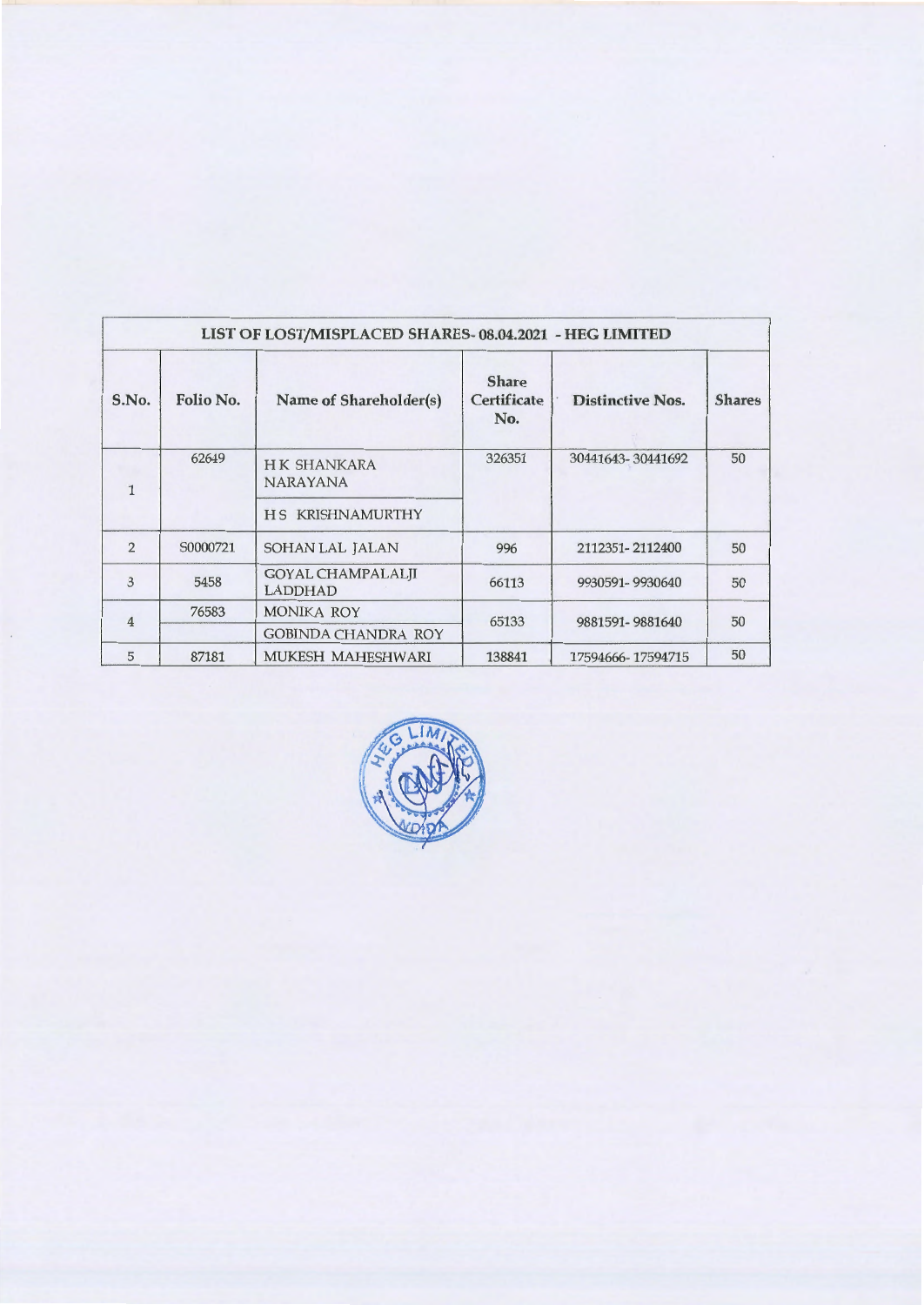| LIST OF LOST/MISPLACED SHARES- 08.04.2021 - HEG LIMITED | | | | | |
|---|---|---|---|---|---|
| S.No. | Folio No. | Name of Shareholder(s) | Share Certificate No. | Distinctive Nos. | Shares |
| 1 | 62649 | H K SHANKARA NARAYANA<br>H S KRISHNAMURTHY | 326351 | 30441643- 30441692 | 50 |
| 2 | S0000721 | SOHAN LAL JALAN | 996 | 2112351- 2112400 | 50 |
| 3 | 5458 | GOYAL CHAMPALALJI LADDHAD | 66113 | 9930591- 9930640 | 50 |
| 4 | 76583 | MONIKA ROY<br>GOBINDA CHANDRA ROY | 65133 | 9881591- 9881640 | 50 |
| 5 | 87181 | MUKESH MAHESHWARI | 138841 | 17594666- 17594715 | 50 |